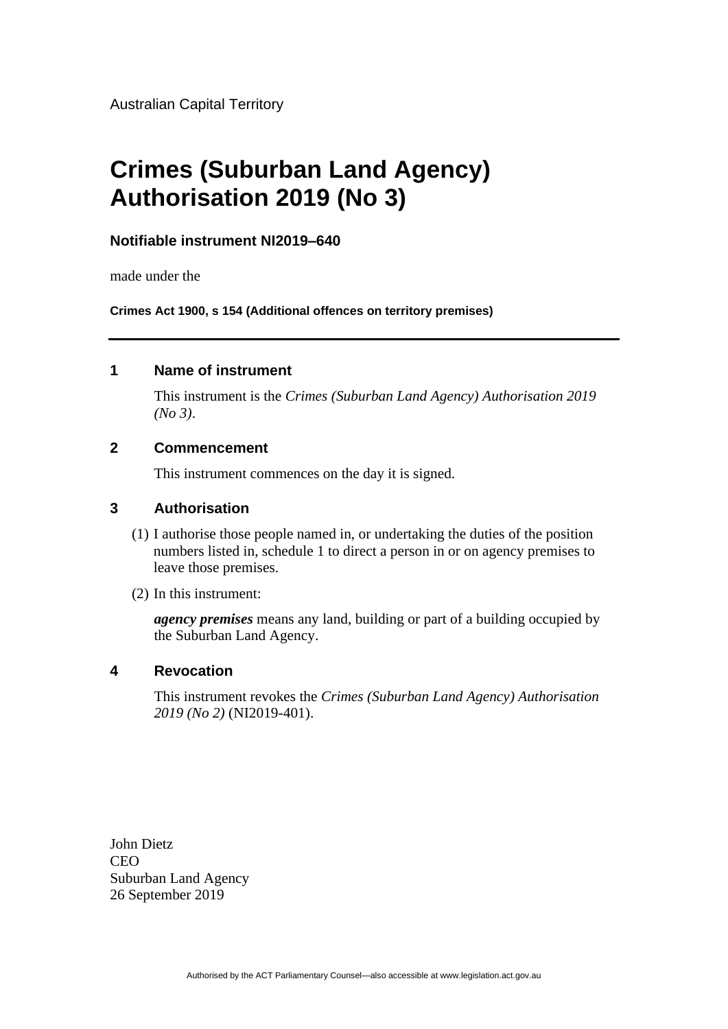Australian Capital Territory

# Crimes (Suburban Land Agency) Authorisation 2019 (No 3)

**Notifiable instrument NI2019–640**

made under the

**Crimes Act 1900, s 154 (Additional offences on territory premises)**

---

## 1 Name of instrument

This instrument is the *Crimes (Suburban Land Agency) Authorisation 2019 (No 3)*.

## 2 Commencement

This instrument commences on the day it is signed.

## 3 Authorisation

(1) I authorise those people named in, or undertaking the duties of the position numbers listed in, schedule 1 to direct a person in or on agency premises to leave those premises.

(2) In this instrument:

***agency premises*** means any land, building or part of a building occupied by the Suburban Land Agency.

## 4 Revocation

This instrument revokes the *Crimes (Suburban Land Agency) Authorisation 2019 (No 2)* (NI2019-401).

John Dietz
CEO
Suburban Land Agency
26 September 2019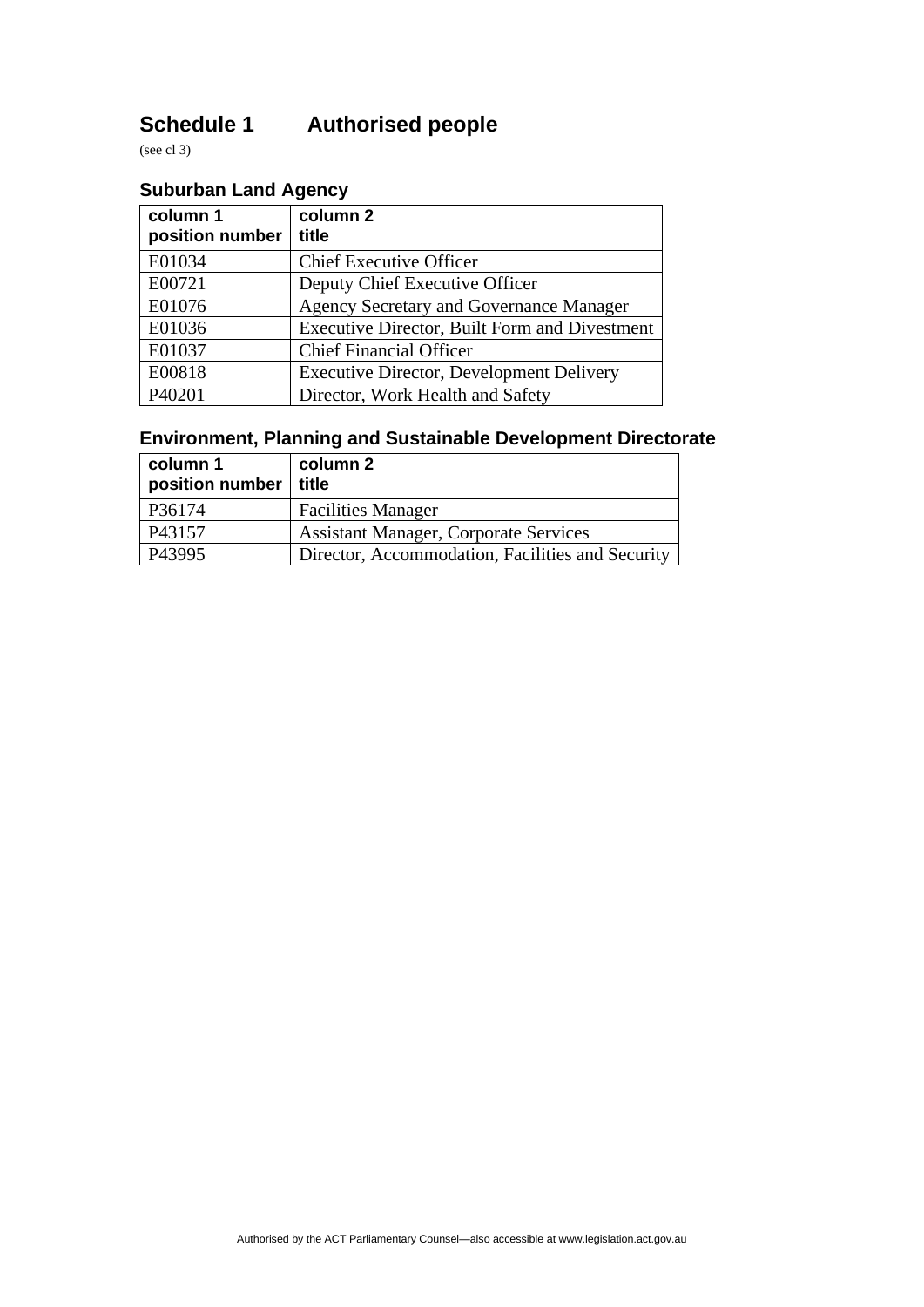# Schedule 1 Authorised people

(see cl 3)

### Suburban Land Agency

| column 1 position number | column 2 title |
| --- | --- |
| E01034 | Chief Executive Officer |
| E00721 | Deputy Chief Executive Officer |
| E01076 | Agency Secretary and Governance Manager |
| E01036 | Executive Director, Built Form and Divestment |
| E01037 | Chief Financial Officer |
| E00818 | Executive Director, Development Delivery |
| P40201 | Director, Work Health and Safety |

### Environment, Planning and Sustainable Development Directorate

| column 1 position number | column 2 title |
| --- | --- |
| P36174 | Facilities Manager |
| P43157 | Assistant Manager, Corporate Services |
| P43995 | Director, Accommodation, Facilities and Security |